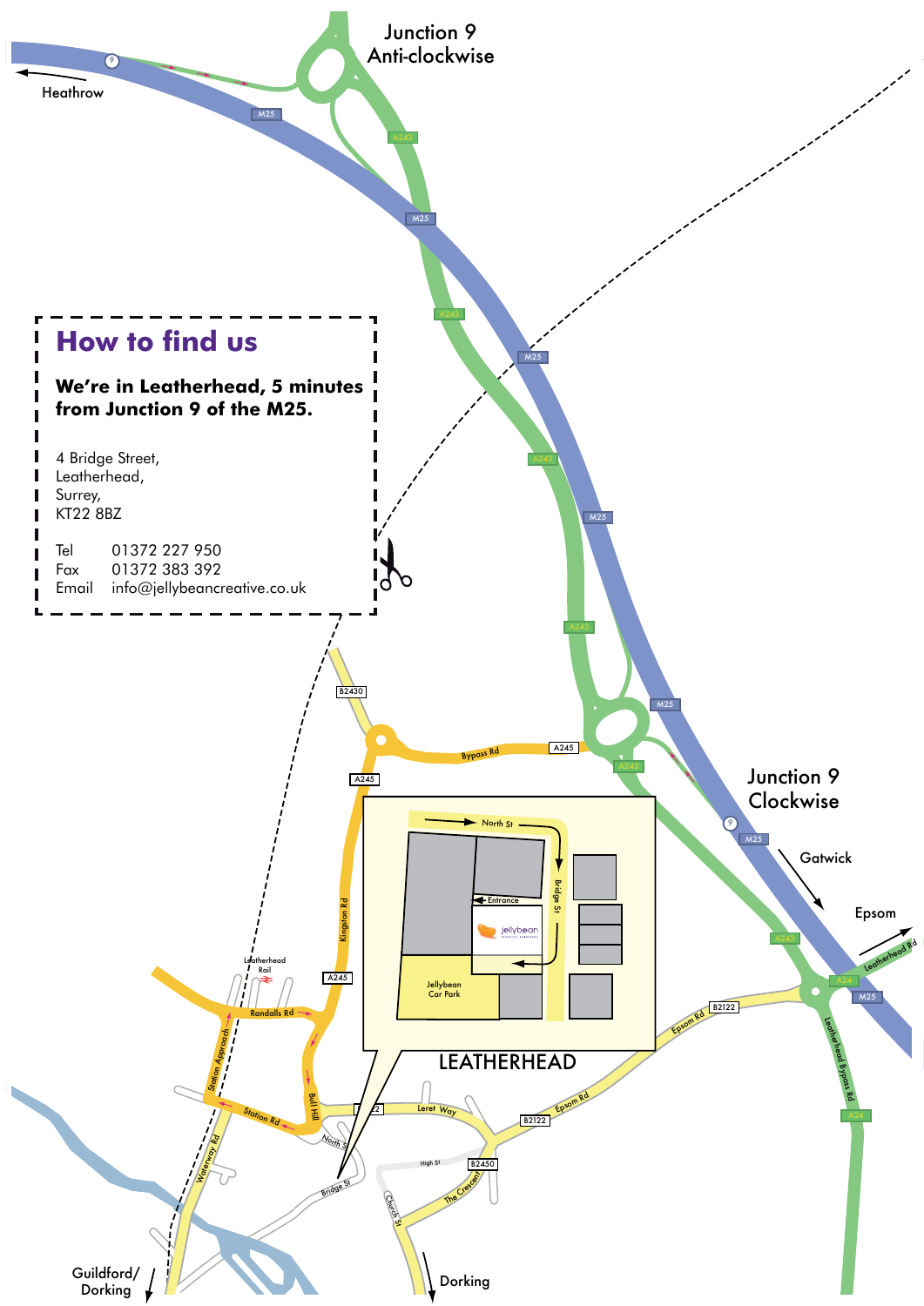# How to find us

**We're in Leatherhead, 5 minutes from Junction 9 of the M25.**

4 Bridge Street,
Leatherhead,
Surrey,
KT22 8BZ

| | |
|---|---|
| Tel | 01372 227 950 |
| Fax | 01372 383 392 |
| Email | info@jellybeancreative.co.uk |

Junction 9 Anti-clockwise

Junction 9 Clockwise

Heathrow

Gatwick

Epsom

Guildford/ Dorking

Dorking

LEATHERHEAD

Jellybean Car Park

Entrance

North St

Bridge St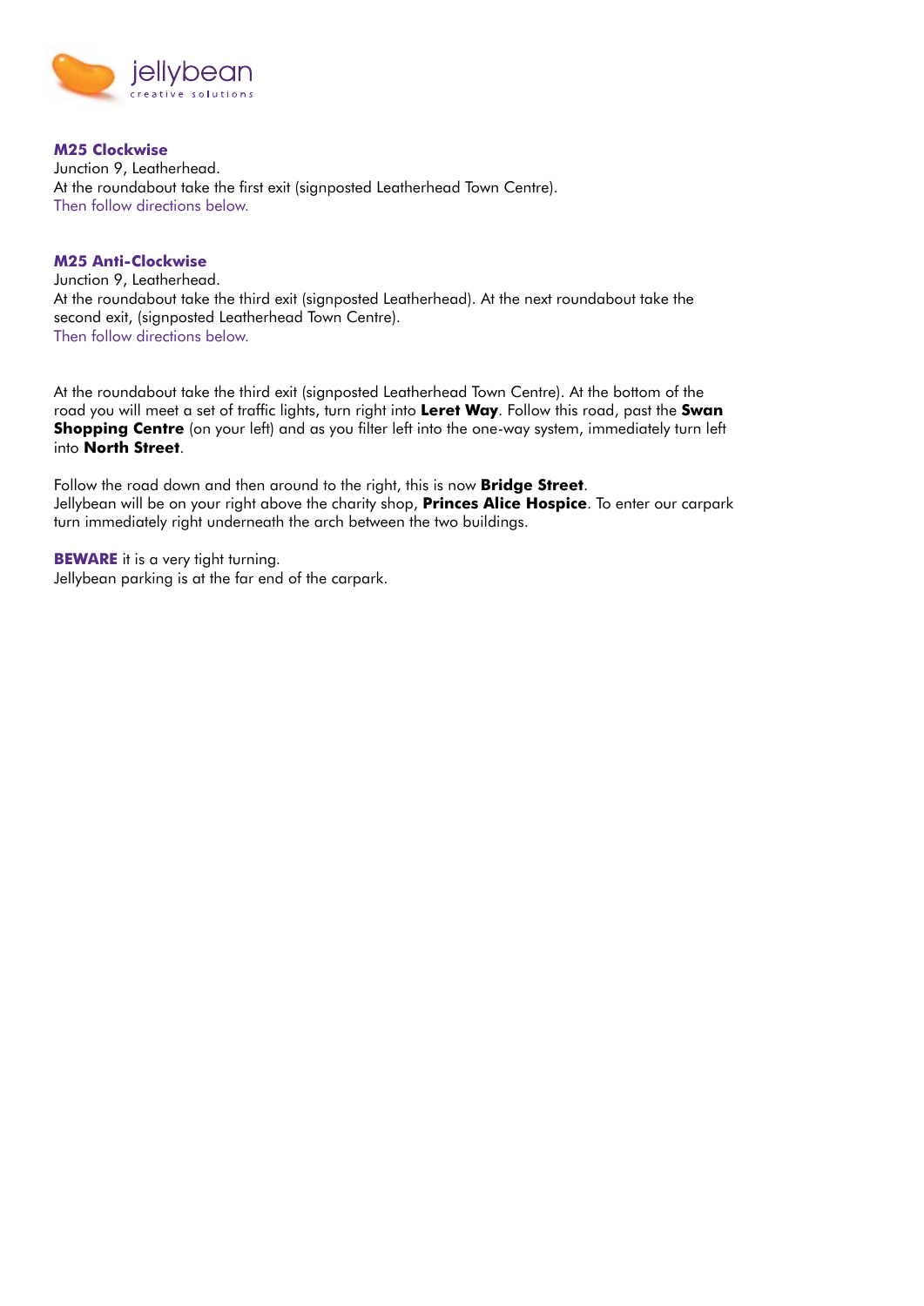jellybean
creative solutions

**M25 Clockwise**
Junction 9, Leatherhead.
At the roundabout take the first exit (signposted Leatherhead Town Centre).
Then follow directions below.

**M25 Anti-Clockwise**
Junction 9, Leatherhead.
At the roundabout take the third exit (signposted Leatherhead). At the next roundabout take the second exit, (signposted Leatherhead Town Centre).
Then follow directions below.

At the roundabout take the third exit (signposted Leatherhead Town Centre). At the bottom of the road you will meet a set of traffic lights, turn right into **Leret Way**. Follow this road, past the **Swan Shopping Centre** (on your left) and as you filter left into the one-way system, immediately turn left into **North Street**.

Follow the road down and then around to the right, this is now **Bridge Street**.
Jellybean will be on your right above the charity shop, **Princes Alice Hospice**. To enter our carpark turn immediately right underneath the arch between the two buildings.

**BEWARE** it is a very tight turning.
Jellybean parking is at the far end of the carpark.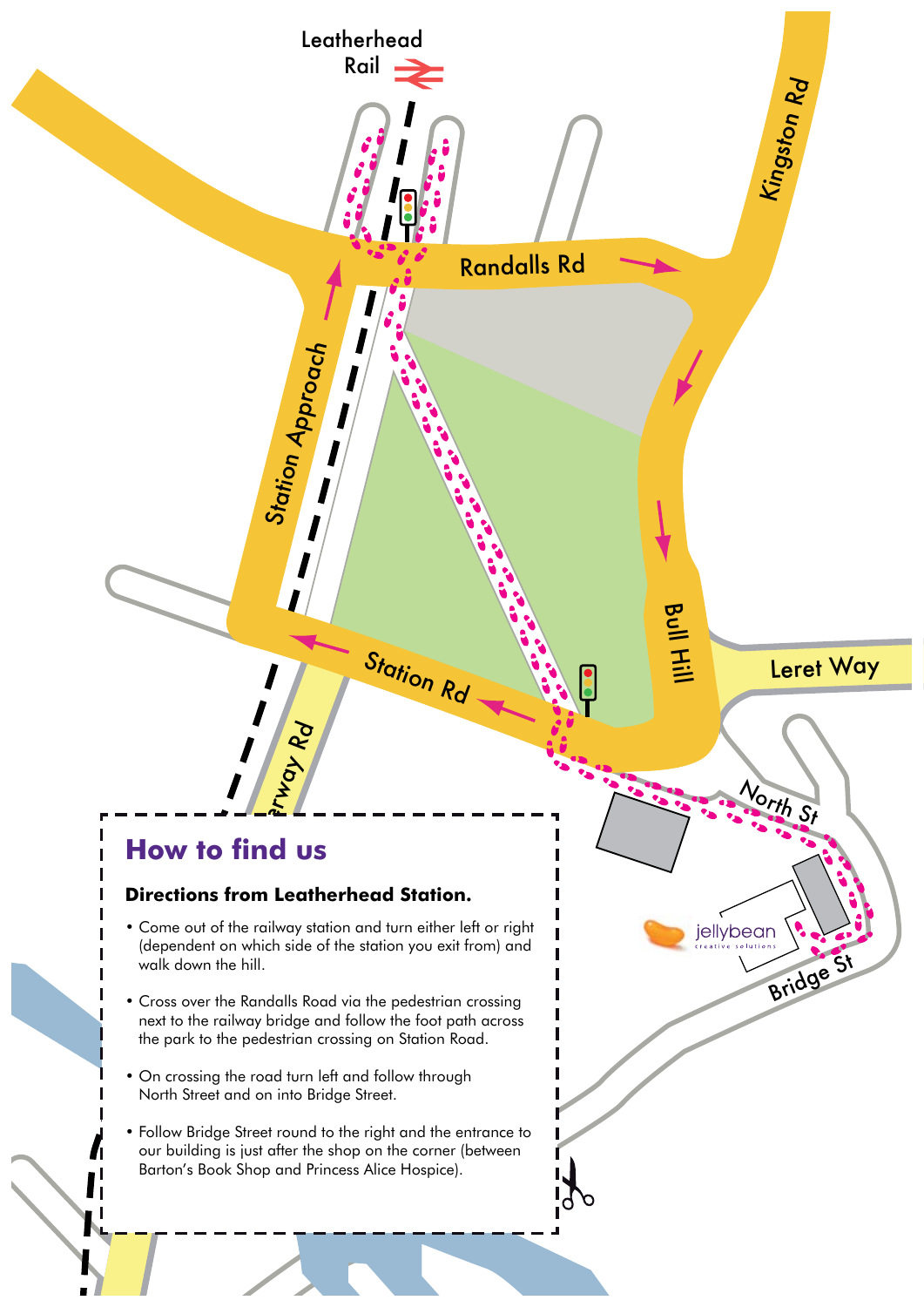Leatherhead Rail

Kingston Rd

Randalls Rd

Station Approach

Bull Hill

Leret Way

Station Rd

North St

Bridge St

jellybean creative solutions

## How to find us

**Directions from Leatherhead Station.**

- Come out of the railway station and turn either left or right (dependent on which side of the station you exit from) and walk down the hill.
- Cross over the Randalls Road via the pedestrian crossing next to the railway bridge and follow the foot path across the park to the pedestrian crossing on Station Road.
- On crossing the road turn left and follow through North Street and on into Bridge Street.
- Follow Bridge Street round to the right and the entrance to our building is just after the shop on the corner (between Barton's Book Shop and Princess Alice Hospice).